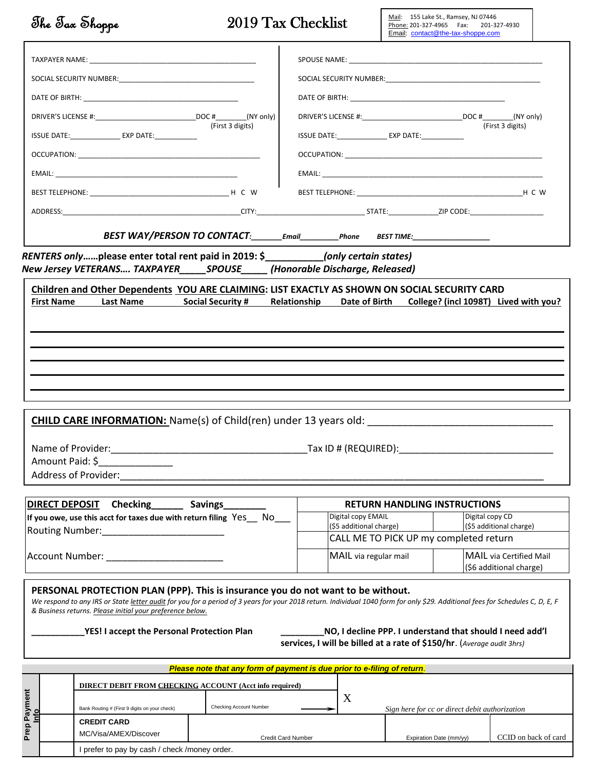**The Tax Shoppe**

# 2019 Tax Checklist

Mail: 155 Lake St., Ramsey, NJ 07446
Phone: 201-327-4965 Fax: 201-327-4930
Email: contact@the-tax-shoppe.com

| | |
|---|---|
| TAXPAYER NAME: ______________________ | SPOUSE NAME: ______________________ |
| SOCIAL SECURITY NUMBER: ______________________ | SOCIAL SECURITY NUMBER: ______________________ |
| DATE OF BIRTH: ______________________ | DATE OF BIRTH: ______________________ |
| DRIVER'S LICENSE #: ____________ DOC #______(NY only) (First 3 digits) | DRIVER'S LICENSE #: ____________ DOC #______(NY only) (First 3 digits) |
| ISSUE DATE: __________ EXP DATE: __________ | ISSUE DATE: __________ EXP DATE: __________ |
| OCCUPATION: ______________________ | OCCUPATION: ______________________ |
| EMAIL: ______________________ | EMAIL: ______________________ |
| BEST TELEPHONE: ______________________ H C W | BEST TELEPHONE: ______________________ H C W |

ADDRESS: ______________________ CITY: ______________ STATE: __________ ZIP CODE: __________

***BEST WAY/PERSON TO CONTACT:** ______ **Email** ________ **Phone** **BEST TIME:** ______________*

***RENTERS only……please enter total rent paid in 2019: $__________(only certain states)***
***New Jersey VETERANS…. TAXPAYER_____SPOUSE_____ (Honorable Discharge, Released)***

**Children and Other Dependents YOU ARE CLAIMING: LIST EXACTLY AS SHOWN ON SOCIAL SECURITY CARD**

| First Name | Last Name | Social Security # | Relationship | Date of Birth | College? (incl 1098T) | Lived with you? |
|---|---|---|---|---|---|---|
| | | | | | | |
| | | | | | | |
| | | | | | | |
| | | | | | | |
| | | | | | | |

**CHILD CARE INFORMATION:** Name(s) of Child(ren) under 13 years old: ______________________

Name of Provider: ______________________ Tax ID # (REQUIRED): ______________________
Amount Paid: $______________
Address of Provider: ______________________

| **DIRECT DEPOSIT** Checking______ Savings________ | **RETURN HANDLING INSTRUCTIONS** | | | |
|---|---|---|---|---|
| **If you owe, use this acct for taxes due with return filing** Yes__ No___ Routing Number: ______________________ | | Digital copy EMAIL ($5 additional charge) | | Digital copy CD ($5 additional charge) |
| | | CALL ME TO PICK UP my completed return | | |
| Account Number: ______________________ | | MAIL via regular mail | | MAIL via Certified Mail ($6 additional charge) |

**PERSONAL PROTECTION PLAN (PPP). This is insurance you do not want to be without.**
*We respond to any IRS or State letter audit for you for a period of 3 years for your 2018 return. Individual 1040 form for only $29. Additional fees for Schedules C, D, E, F & Business returns. Please initial your preference below.*

**__________YES! I accept the Personal Protection Plan**

**_________NO, I decline PPP. I understand that should I need add'l services, I will be billed at a rate of $150/hr.** (*Average audit 3hrs*)

***Please note that any form of payment is due prior to e-filing of return.***

| Prep Payment Info | | | | | |
|---|---|---|---|---|---|
| | | **DIRECT DEBIT FROM CHECKING ACCOUNT (Acct info required)** | | X | |
| | | Bank Routing # (First 9 digits on your check) | Checking Account Number → | *Sign here for cc or direct debit authorization* | |
| | | **CREDIT CARD** MC/Visa/AMEX/Discover | Credit Card Number | Expiration Date (mm/yy) | CCID on back of card |
| | | I prefer to pay by cash / check /money order. | | | |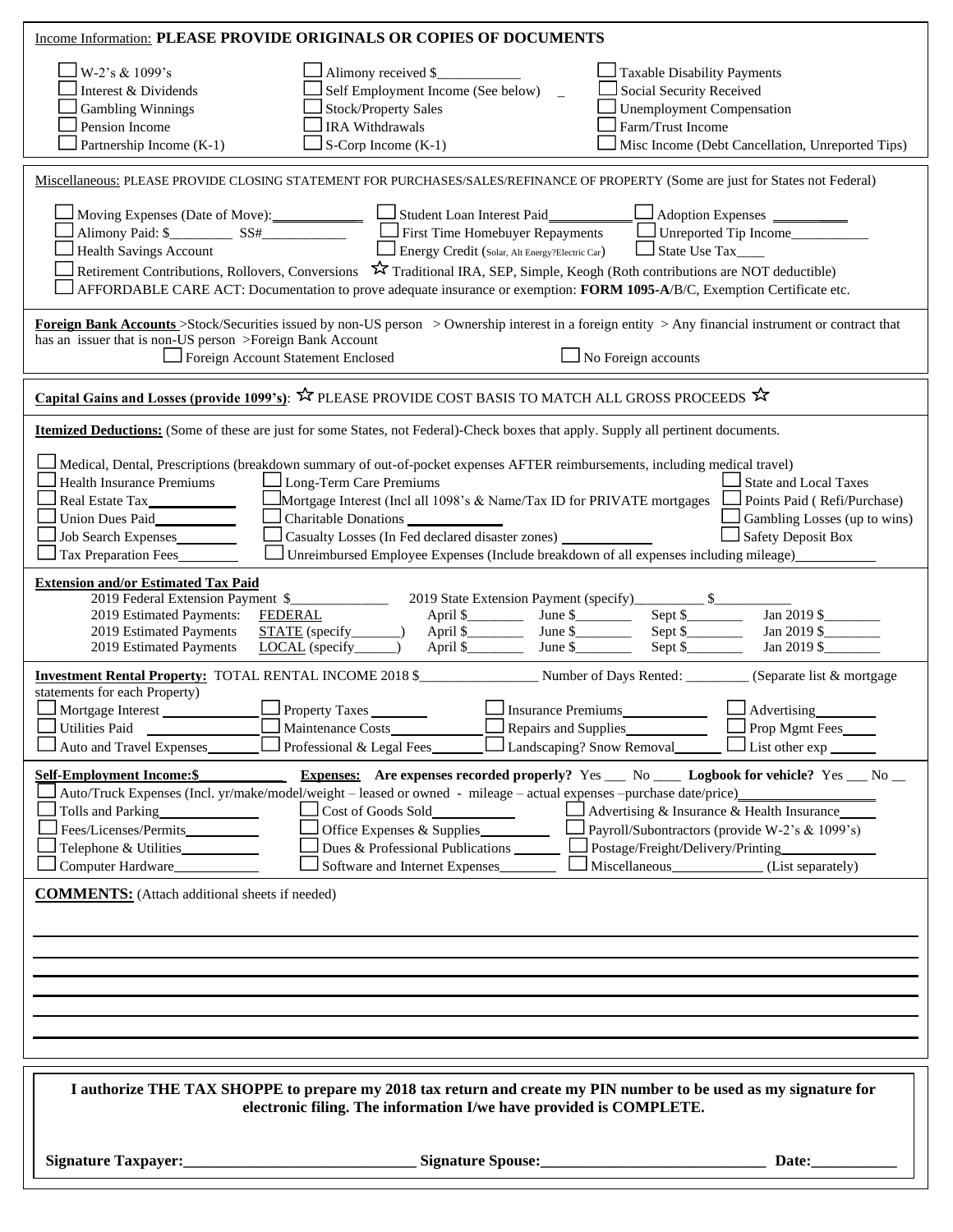Income Information: **PLEASE PROVIDE ORIGINALS OR COPIES OF DOCUMENTS**

☐ W-2's & 1099's
☐ Interest & Dividends
☐ Gambling Winnings
☐ Pension Income
☐ Partnership Income (K-1)
☐ Alimony received $____________
☐ Self Employment Income (See below) _
☐ Stock/Property Sales
☐ IRA Withdrawals
☐ S-Corp Income (K-1)
☐ Taxable Disability Payments
☐ Social Security Received
☐ Unemployment Compensation
☐ Farm/Trust Income
☐ Misc Income (Debt Cancellation, Unreported Tips)

Miscellaneous: PLEASE PROVIDE CLOSING STATEMENT FOR PURCHASES/SALES/REFINANCE OF PROPERTY (Some are just for States not Federal)

☐ Moving Expenses (Date of Move):____________
☐ Alimony Paid: $_________ SS#____________
☐ Health Savings Account
☐ Student Loan Interest Paid____________
☐ First Time Homebuyer Repayments
☐ Energy Credit (Solar, Alt Energy?Electric Car)
☐ Adoption Expenses __________
☐ Unreported Tip Income__________
☐ State Use Tax____
☐ Retirement Contributions, Rollovers, Conversions ☆ Traditional IRA, SEP, Simple, Keogh (Roth contributions are NOT deductible)
☐ AFFORDABLE CARE ACT: Documentation to prove adequate insurance or exemption: **FORM 1095-A**/B/C, Exemption Certificate etc.

**Foreign Bank Accounts** >Stock/Securities issued by non-US person > Ownership interest in a foreign entity > Any financial instrument or contract that has an issuer that is non-US person >Foreign Bank Account

☐ Foreign Account Statement Enclosed ☐ No Foreign accounts

**Capital Gains and Losses (provide 1099's)**: ☆ PLEASE PROVIDE COST BASIS TO MATCH ALL GROSS PROCEEDS ☆

**Itemized Deductions:** (Some of these are just for some States, not Federal)-Check boxes that apply. Supply all pertinent documents.

☐ Medical, Dental, Prescriptions (breakdown summary of out-of-pocket expenses AFTER reimbursements, including medical travel)
☐ Health Insurance Premiums
☐ Real Estate Tax____________
☐ Union Dues Paid__________
☐ Job Search Expenses________
☐ Tax Preparation Fees________
☐ Long-Term Care Premiums
☐ Mortgage Interest (Incl all 1098's & Name/Tax ID for PRIVATE mortgages
☐ Charitable Donations ____________
☐ Casualty Losses (In Fed declared disaster zones) ____________
☐ Unreimbursed Employee Expenses (Include breakdown of all expenses including mileage)__________
☐ State and Local Taxes
☐ Points Paid ( Refi/Purchase)
☐ Gambling Losses (up to wins)
☐ Safety Deposit Box

**Extension and/or Estimated Tax Paid**

2019 Federal Extension Payment $_____________ 2019 State Extension Payment (specify)_________ $__________

| | | | | | |
|---|---|---|---|---|---|
| 2019 Estimated Payments: | FEDERAL | April $________ | June $________ | Sept $________ | Jan 2019 $________ |
| 2019 Estimated Payments | STATE (specify_______) | April $________ | June $________ | Sept $________ | Jan 2019 $________ |
| 2019 Estimated Payments | LOCAL (specify______) | April $________ | June $________ | Sept $________ | Jan 2019 $________ |

**Investment Rental Property:** TOTAL RENTAL INCOME 2018 $________________ Number of Days Rented: _________ (Separate list & mortgage statements for each Property)

☐ Mortgage Interest ____________
☐ Utilities Paid ____________
☐ Auto and Travel Expenses________
☐ Property Taxes ________
☐ Maintenance Costs____________
☐ Professional & Legal Fees________
☐ Insurance Premiums____________
☐ Repairs and Supplies____________
☐ Landscaping? Snow Removal________
☐ Advertising________
☐ Prop Mgmt Fees_____
☐ List other exp ______

**Self-Employment Income:$____________** **Expenses: Are expenses recorded properly?** Yes ___ No ____ **Logbook for vehicle?** Yes ___ No __

☐ Auto/Truck Expenses (Incl. yr/make/model/weight – leased or owned - mileage – actual expenses –purchase date/price)__________________
☐ Tolls and Parking____________
☐ Fees/Licenses/Permits__________
☐ Telephone & Utilities__________
☐ Computer Hardware__________
☐ Cost of Goods Sold__________
☐ Office Expenses & Supplies__________
☐ Dues & Professional Publications ______
☐ Software and Internet Expenses________
☐ Advertising & Insurance & Health Insurance_____
☐ Payroll/Subontractors (provide W-2's & 1099's)
☐ Postage/Freight/Delivery/Printing____________
☐ Miscellaneous____________ (List separately)

**COMMENTS:** (Attach additional sheets if needed)

______________________________________________________________________________

______________________________________________________________________________

______________________________________________________________________________

______________________________________________________________________________

______________________________________________________________________________

______________________________________________________________________________

**I authorize THE TAX SHOPPE to prepare my 2018 tax return and create my PIN number to be used as my signature for electronic filing. The information I/we have provided is COMPLETE.**

**Signature Taxpayer:____________________________ Signature Spouse:____________________________ Date:__________**